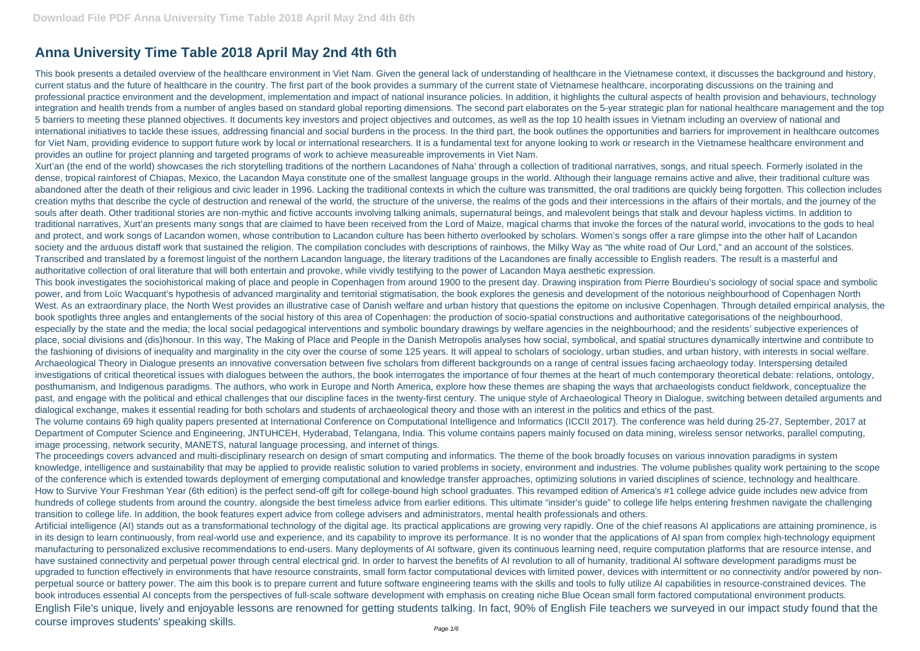# Anna University Time Table 2018 April May 2nd 4th 6th

This book presents a detailed overview of the healthcare environment in Viet Nam. Given the general lack of understanding of healthcare in the Vietnamese context, it discusses the background and history, current status and the future of healthcare in the country. The first part of the book provides a summary of the current state of Vietnamese healthcare, incorporating discussions on the training and professional practice environment and the development, implementation and impact of national insurance policies. In addition, it highlights the cultural aspects of health provision and behaviours, technology integration and health trends from a number of angles based on standard global reporting dimensions. The second part elaborates on the 5-year strategic plan for national healthcare management and the top 5 barriers to meeting these planned objectives. It documents key investors and project objectives and outcomes, as well as the top 10 health issues in Vietnam including an overview of national and international initiatives to tackle these issues, addressing financial and social burdens in the process. In the third part, the book outlines the opportunities and barriers for improvement in healthcare outcomes for Viet Nam, providing evidence to support future work by local or international researchers. It is a fundamental text for anyone looking to work or research in the Vietnamese healthcare environment and provides an outline for project planning and targeted programs of work to achieve measureable improvements in Viet Nam.

Xurt'an (the end of the world) showcases the rich storytelling traditions of the northern Lacandones of Naha' through a collection of traditional narratives, songs, and ritual speech. Formerly isolated in the dense, tropical rainforest of Chiapas, Mexico, the Lacandon Maya constitute one of the smallest language groups in the world. Although their language remains active and alive, their traditional culture was abandoned after the death of their religious and civic leader in 1996. Lacking the traditional contexts in which the culture was transmitted, the oral traditions are quickly being forgotten. This collection includes creation myths that describe the cycle of destruction and renewal of the world, the structure of the universe, the realms of the gods and their intercessions in the affairs of their mortals, and the journey of the souls after death. Other traditional stories are non-mythic and fictive accounts involving talking animals, supernatural beings, and malevolent beings that stalk and devour hapless victims. In addition to traditional narratives, Xurt'an presents many songs that are claimed to have been received from the Lord of Maize, magical charms that invoke the forces of the natural world, invocations to the gods to heal and protect, and work songs of Lacandon women, whose contribution to Lacandon culture has been hitherto overlooked by scholars. Women's songs offer a rare glimpse into the other half of Lacandon society and the arduous distaff work that sustained the religion. The compilation concludes with descriptions of rainbows, the Milky Way as "the white road of Our Lord," and an account of the solstices. Transcribed and translated by a foremost linguist of the northern Lacandon language, the literary traditions of the Lacandones are finally accessible to English readers. The result is a masterful and authoritative collection of oral literature that will both entertain and provoke, while vividly testifying to the power of Lacandon Maya aesthetic expression.

This book investigates the sociohistorical making of place and people in Copenhagen from around 1900 to the present day. Drawing inspiration from Pierre Bourdieu's sociology of social space and symbolic power, and from Loïc Wacquant's hypothesis of advanced marginality and territorial stigmatisation, the book explores the genesis and development of the notorious neighbourhood of Copenhagen North West. As an extraordinary place, the North West provides an illustrative case of Danish welfare and urban history that questions the epitome on inclusive Copenhagen. Through detailed empirical analysis, the book spotlights three angles and entanglements of the social history of this area of Copenhagen: the production of socio-spatial constructions and authoritative categorisations of the neighbourhood, especially by the state and the media; the local social pedagogical interventions and symbolic boundary drawings by welfare agencies in the neighbourhood; and the residents' subjective experiences of place, social divisions and (dis)honour. In this way, The Making of Place and People in the Danish Metropolis analyses how social, symbolical, and spatial structures dynamically intertwine and contribute to the fashioning of divisions of inequality and marginality in the city over the course of some 125 years. It will appeal to scholars of sociology, urban studies, and urban history, with interests in social welfare.

Archaeological Theory in Dialogue presents an innovative conversation between five scholars from different backgrounds on a range of central issues facing archaeology today. Interspersing detailed investigations of critical theoretical issues with dialogues between the authors, the book interrogates the importance of four themes at the heart of much contemporary theoretical debate: relations, ontology, posthumanism, and Indigenous paradigms. The authors, who work in Europe and North America, explore how these themes are shaping the ways that archaeologists conduct fieldwork, conceptualize the past, and engage with the political and ethical challenges that our discipline faces in the twenty-first century. The unique style of Archaeological Theory in Dialogue, switching between detailed arguments and dialogical exchange, makes it essential reading for both scholars and students of archaeological theory and those with an interest in the politics and ethics of the past.

The volume contains 69 high quality papers presented at International Conference on Computational Intelligence and Informatics (ICCII 2017). The conference was held during 25-27, September, 2017 at Department of Computer Science and Engineering, JNTUHCEH, Hyderabad, Telangana, India. This volume contains papers mainly focused on data mining, wireless sensor networks, parallel computing, image processing, network security, MANETS, natural language processing, and internet of things.

The proceedings covers advanced and multi-disciplinary research on design of smart computing and informatics. The theme of the book broadly focuses on various innovation paradigms in system knowledge, intelligence and sustainability that may be applied to provide realistic solution to varied problems in society, environment and industries. The volume publishes quality work pertaining to the scope of the conference which is extended towards deployment of emerging computational and knowledge transfer approaches, optimizing solutions in varied disciplines of science, technology and healthcare.

How to Survive Your Freshman Year (6th edition) is the perfect send-off gift for college-bound high school graduates. This revamped edition of America's #1 college advice guide includes new advice from hundreds of college students from around the country, alongside the best timeless advice from earlier editions. This ultimate "insider's guide" to college life helps entering freshmen navigate the challenging transition to college life. In addition, the book features expert advice from college advisers and administrators, mental health professionals and others.

Artificial intelligence (AI) stands out as a transformational technology of the digital age. Its practical applications are growing very rapidly. One of the chief reasons AI applications are attaining prominence, is in its design to learn continuously, from real-world use and experience, and its capability to improve its performance. It is no wonder that the applications of AI span from complex high-technology equipment manufacturing to personalized exclusive recommendations to end-users. Many deployments of AI software, given its continuous learning need, require computation platforms that are resource intense, and have sustained connectivity and perpetual power through central electrical grid. In order to harvest the benefits of AI revolution to all of humanity, traditional AI software development paradigms must be upgraded to function effectively in environments that have resource constraints, small form factor computational devices with limited power, devices with intermittent or no connectivity and/or powered by non-perpetual source or battery power. The aim this book is to prepare current and future software engineering teams with the skills and tools to fully utilize AI capabilities in resource-constrained devices. The book introduces essential AI concepts from the perspectives of full-scale software development with emphasis on creating niche Blue Ocean small form factored computational environment products.

English File's unique, lively and enjoyable lessons are renowned for getting students talking. In fact, 90% of English File teachers we surveyed in our impact study found that the course improves students' speaking skills.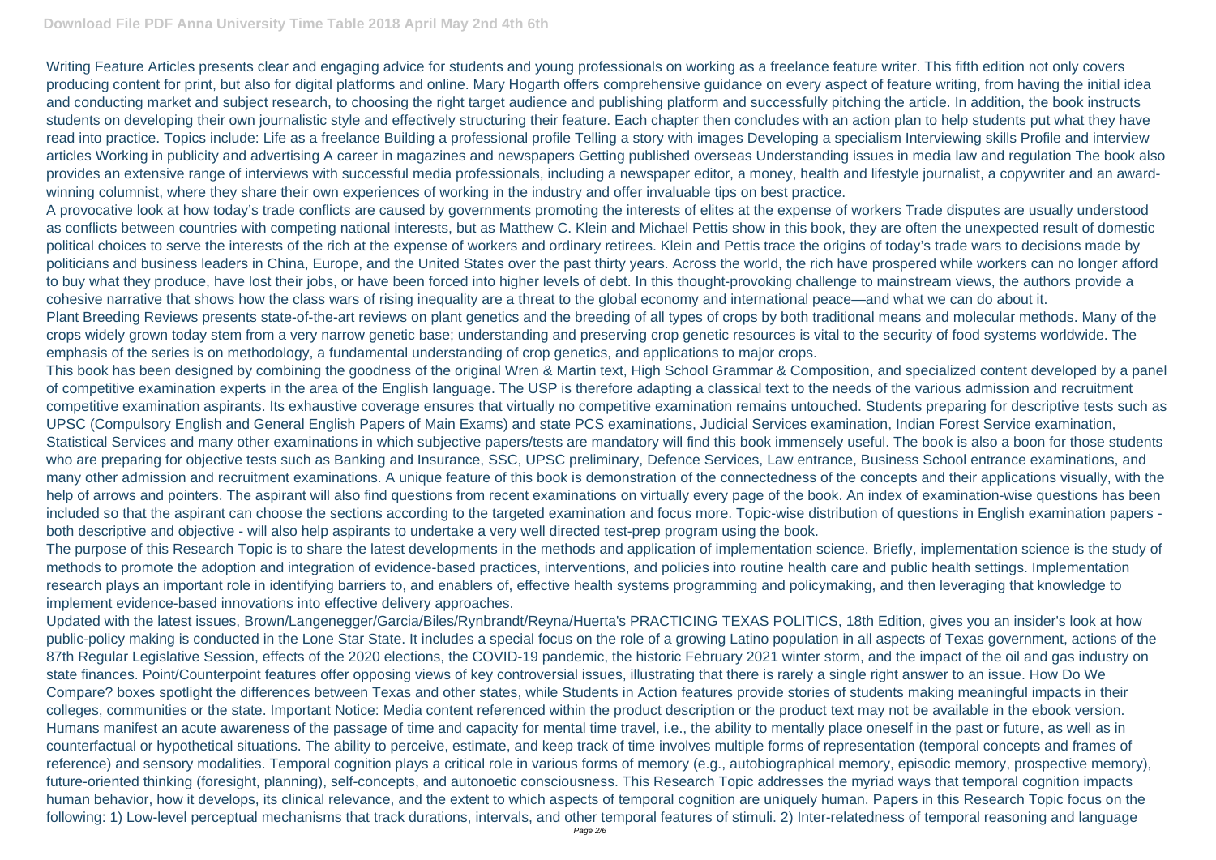Writing Feature Articles presents clear and engaging advice for students and young professionals on working as a freelance feature writer. This fifth edition not only covers producing content for print, but also for digital platforms and online. Mary Hogarth offers comprehensive guidance on every aspect of feature writing, from having the initial idea and conducting market and subject research, to choosing the right target audience and publishing platform and successfully pitching the article. In addition, the book instructs students on developing their own journalistic style and effectively structuring their feature. Each chapter then concludes with an action plan to help students put what they have read into practice. Topics include: Life as a freelance Building a professional profile Telling a story with images Developing a specialism Interviewing skills Profile and interview articles Working in publicity and advertising A career in magazines and newspapers Getting published overseas Understanding issues in media law and regulation The book also provides an extensive range of interviews with successful media professionals, including a newspaper editor, a money, health and lifestyle journalist, a copywriter and an award-winning columnist, where they share their own experiences of working in the industry and offer invaluable tips on best practice.

A provocative look at how today's trade conflicts are caused by governments promoting the interests of elites at the expense of workers Trade disputes are usually understood as conflicts between countries with competing national interests, but as Matthew C. Klein and Michael Pettis show in this book, they are often the unexpected result of domestic political choices to serve the interests of the rich at the expense of workers and ordinary retirees. Klein and Pettis trace the origins of today's trade wars to decisions made by politicians and business leaders in China, Europe, and the United States over the past thirty years. Across the world, the rich have prospered while workers can no longer afford to buy what they produce, have lost their jobs, or have been forced into higher levels of debt. In this thought-provoking challenge to mainstream views, the authors provide a cohesive narrative that shows how the class wars of rising inequality are a threat to the global economy and international peace—and what we can do about it.

Plant Breeding Reviews presents state-of-the-art reviews on plant genetics and the breeding of all types of crops by both traditional means and molecular methods. Many of the crops widely grown today stem from a very narrow genetic base; understanding and preserving crop genetic resources is vital to the security of food systems worldwide. The emphasis of the series is on methodology, a fundamental understanding of crop genetics, and applications to major crops.

This book has been designed by combining the goodness of the original Wren & Martin text, High School Grammar & Composition, and specialized content developed by a panel of competitive examination experts in the area of the English language. The USP is therefore adapting a classical text to the needs of the various admission and recruitment competitive examination aspirants. Its exhaustive coverage ensures that virtually no competitive examination remains untouched. Students preparing for descriptive tests such as UPSC (Compulsory English and General English Papers of Main Exams) and state PCS examinations, Judicial Services examination, Indian Forest Service examination, Statistical Services and many other examinations in which subjective papers/tests are mandatory will find this book immensely useful. The book is also a boon for those students who are preparing for objective tests such as Banking and Insurance, SSC, UPSC preliminary, Defence Services, Law entrance, Business School entrance examinations, and many other admission and recruitment examinations. A unique feature of this book is demonstration of the connectedness of the concepts and their applications visually, with the help of arrows and pointers. The aspirant will also find questions from recent examinations on virtually every page of the book. An index of examination-wise questions has been included so that the aspirant can choose the sections according to the targeted examination and focus more. Topic-wise distribution of questions in English examination papers - both descriptive and objective - will also help aspirants to undertake a very well directed test-prep program using the book.

The purpose of this Research Topic is to share the latest developments in the methods and application of implementation science. Briefly, implementation science is the study of methods to promote the adoption and integration of evidence-based practices, interventions, and policies into routine health care and public health settings. Implementation research plays an important role in identifying barriers to, and enablers of, effective health systems programming and policymaking, and then leveraging that knowledge to implement evidence-based innovations into effective delivery approaches.

Updated with the latest issues, Brown/Langenegger/Garcia/Biles/Rynbrandt/Reyna/Huerta's PRACTICING TEXAS POLITICS, 18th Edition, gives you an insider's look at how public-policy making is conducted in the Lone Star State. It includes a special focus on the role of a growing Latino population in all aspects of Texas government, actions of the 87th Regular Legislative Session, effects of the 2020 elections, the COVID-19 pandemic, the historic February 2021 winter storm, and the impact of the oil and gas industry on state finances. Point/Counterpoint features offer opposing views of key controversial issues, illustrating that there is rarely a single right answer to an issue. How Do We Compare? boxes spotlight the differences between Texas and other states, while Students in Action features provide stories of students making meaningful impacts in their colleges, communities or the state. Important Notice: Media content referenced within the product description or the product text may not be available in the ebook version.

Humans manifest an acute awareness of the passage of time and capacity for mental time travel, i.e., the ability to mentally place oneself in the past or future, as well as in counterfactual or hypothetical situations. The ability to perceive, estimate, and keep track of time involves multiple forms of representation (temporal concepts and frames of reference) and sensory modalities. Temporal cognition plays a critical role in various forms of memory (e.g., autobiographical memory, episodic memory, prospective memory), future-oriented thinking (foresight, planning), self-concepts, and autonoetic consciousness. This Research Topic addresses the myriad ways that temporal cognition impacts human behavior, how it develops, its clinical relevance, and the extent to which aspects of temporal cognition are uniquely human. Papers in this Research Topic focus on the following: 1) Low-level perceptual mechanisms that track durations, intervals, and other temporal features of stimuli. 2) Inter-relatedness of temporal reasoning and language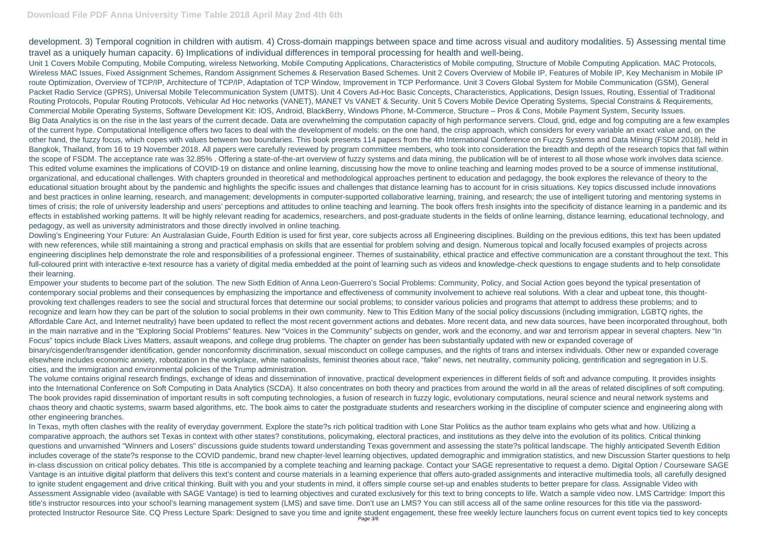development. 3) Temporal cognition in children with autism. 4) Cross-domain mappings between space and time across visual and auditory modalities. 5) Assessing mental time travel as a uniquely human capacity. 6) Implications of individual differences in temporal processing for health and well-being.

Unit 1 Covers Mobile Computing, Mobile Computing, wireless Networking, Mobile Computing Applications, Characteristics of Mobile computing, Structure of Mobile Computing Application. MAC Protocols, Wireless MAC Issues, Fixed Assignment Schemes, Random Assignment Schemes & Reservation Based Schemes. Unit 2 Covers Overview of Mobile IP, Features of Mobile IP, Key Mechanism in Mobile IP route Optimization, Overview of TCP/IP, Architecture of TCP/IP, Adaptation of TCP Window, Improvement in TCP Performance. Unit 3 Covers Global System for Mobile Communication (GSM), General Packet Radio Service (GPRS), Universal Mobile Telecommunication System (UMTS). Unit 4 Covers Ad-Hoc Basic Concepts, Characteristics, Applications, Design Issues, Routing, Essential of Traditional Routing Protocols, Popular Routing Protocols, Vehicular Ad Hoc networks (VANET), MANET Vs VANET & Security. Unit 5 Covers Mobile Device Operating Systems, Special Constrains & Requirements, Commercial Mobile Operating Systems, Software Development Kit: IOS, Android, BlackBerry, Windows Phone, M-Commerce, Structure – Pros & Cons, Mobile Payment System, Security Issues.

Big Data Analytics is on the rise in the last years of the current decade. Data are overwhelming the computation capacity of high performance servers. Cloud, grid, edge and fog computing are a few examples of the current hype. Computational Intelligence offers two faces to deal with the development of models: on the one hand, the crisp approach, which considers for every variable an exact value and, on the other hand, the fuzzy focus, which copes with values between two boundaries. This book presents 114 papers from the 4th International Conference on Fuzzy Systems and Data Mining (FSDM 2018), held in Bangkok, Thailand, from 16 to 19 November 2018. All papers were carefully reviewed by program committee members, who took into consideration the breadth and depth of the research topics that fall within the scope of FSDM. The acceptance rate was 32.85% . Offering a state-of-the-art overview of fuzzy systems and data mining, the publication will be of interest to all those whose work involves data science.

This edited volume examines the implications of COVID-19 on distance and online learning, discussing how the move to online teaching and learning modes proved to be a source of immense institutional, organizational, and educational challenges. With chapters grounded in theoretical and methodological approaches pertinent to education and pedagogy, the book explores the relevance of theory to the educational situation brought about by the pandemic and highlights the specific issues and challenges that distance learning has to account for in crisis situations. Key topics discussed include innovations and best practices in online learning, research, and management; developments in computer-supported collaborative learning, training, and research; the use of intelligent tutoring and mentoring systems in times of crisis; the role of university leadership and users' perceptions and attitudes to online teaching and learning. The book offers fresh insights into the specificity of distance learning in a pandemic and its effects in established working patterns. It will be highly relevant reading for academics, researchers, and post-graduate students in the fields of online learning, distance learning, educational technology, and pedagogy, as well as university administrators and those directly involved in online teaching.

Dowling's Engineering Your Future: An Australasian Guide, Fourth Edition is used for first year, core subjects across all Engineering disciplines. Building on the previous editions, this text has been updated with new references, while still maintaining a strong and practical emphasis on skills that are essential for problem solving and design. Numerous topical and locally focused examples of projects across engineering disciplines help demonstrate the role and responsibilities of a professional engineer. Themes of sustainability, ethical practice and effective communication are a constant throughout the text. This full-coloured print with interactive e-text resource has a variety of digital media embedded at the point of learning such as videos and knowledge-check questions to engage students and to help consolidate their learning.

Empower your students to become part of the solution. The new Sixth Edition of Anna Leon-Guerrero's Social Problems: Community, Policy, and Social Action goes beyond the typical presentation of contemporary social problems and their consequences by emphasizing the importance and effectiveness of community involvement to achieve real solutions. With a clear and upbeat tone, this thought-provoking text challenges readers to see the social and structural forces that determine our social problems; to consider various policies and programs that attempt to address these problems; and to recognize and learn how they can be part of the solution to social problems in their own community. New to This Edition Many of the social policy discussions (including immigration, LGBTQ rights, the Affordable Care Act, and Internet neutrality) have been updated to reflect the most recent government actions and debates. More recent data, and new data sources, have been incorporated throughout, both in the main narrative and in the "Exploring Social Problems" features. New "Voices in the Community" subjects on gender, work and the economy, and war and terrorism appear in several chapters. New "In Focus" topics include Black Lives Matters, assault weapons, and college drug problems. The chapter on gender has been substantially updated with new or expanded coverage of binary/cisgender/transgender identification, gender nonconformity discrimination, sexual misconduct on college campuses, and the rights of trans and intersex individuals. Other new or expanded coverage elsewhere includes economic anxiety, robotization in the workplace, white nationalists, feminist theories about race, "fake" news, net neutrality, community policing, gentrification and segregation in U.S. cities, and the immigration and environmental policies of the Trump administration.

The volume contains original research findings, exchange of ideas and dissemination of innovative, practical development experiences in different fields of soft and advance computing. It provides insights into the International Conference on Soft Computing in Data Analytics (SCDA). It also concentrates on both theory and practices from around the world in all the areas of related disciplines of soft computing. The book provides rapid dissemination of important results in soft computing technologies, a fusion of research in fuzzy logic, evolutionary computations, neural science and neural network systems and chaos theory and chaotic systems, swarm based algorithms, etc. The book aims to cater the postgraduate students and researchers working in the discipline of computer science and engineering along with other engineering branches.

In Texas, myth often clashes with the reality of everyday government. Explore the state?s rich political tradition with Lone Star Politics as the author team explains who gets what and how. Utilizing a comparative approach, the authors set Texas in context with other states? constitutions, policymaking, electoral practices, and institutions as they delve into the evolution of its politics. Critical thinking questions and unvarnished "Winners and Losers" discussions guide students toward understanding Texas government and assessing the state?s political landscape. The highly anticipated Seventh Edition includes coverage of the state?s response to the COVID pandemic, brand new chapter-level learning objectives, updated demographic and immigration statistics, and new Discussion Starter questions to help in-class discussion on critical policy debates. This title is accompanied by a complete teaching and learning package. Contact your SAGE representative to request a demo. Digital Option / Courseware SAGE Vantage is an intuitive digital platform that delivers this text's content and course materials in a learning experience that offers auto-graded assignments and interactive multimedia tools, all carefully designed to ignite student engagement and drive critical thinking. Built with you and your students in mind, it offers simple course set-up and enables students to better prepare for class. Assignable Video with Assessment Assignable video (available with SAGE Vantage) is tied to learning objectives and curated exclusively for this text to bring concepts to life. Watch a sample video now. LMS Cartridge: Import this title's instructor resources into your school's learning management system (LMS) and save time. Don't use an LMS? You can still access all of the same online resources for this title via the password-protected Instructor Resource Site. CQ Press Lecture Spark: Designed to save you time and ignite student engagement, these free weekly lecture launchers focus on current event topics tied to key concepts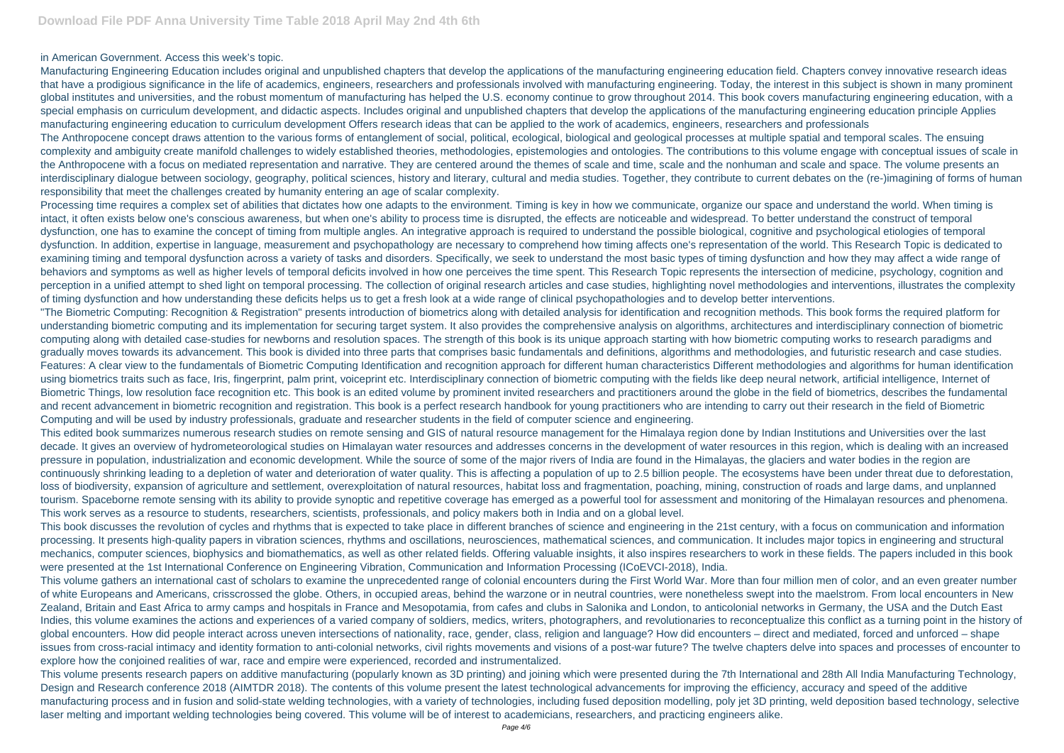in American Government. Access this week's topic.

Manufacturing Engineering Education includes original and unpublished chapters that develop the applications of the manufacturing engineering education field. Chapters convey innovative research ideas that have a prodigious significance in the life of academics, engineers, researchers and professionals involved with manufacturing engineering. Today, the interest in this subject is shown in many prominent global institutes and universities, and the robust momentum of manufacturing has helped the U.S. economy continue to grow throughout 2014. This book covers manufacturing engineering education, with a special emphasis on curriculum development, and didactic aspects. Includes original and unpublished chapters that develop the applications of the manufacturing engineering education principle Applies manufacturing engineering education to curriculum development Offers research ideas that can be applied to the work of academics, engineers, researchers and professionals

The Anthropocene concept draws attention to the various forms of entanglement of social, political, ecological, biological and geological processes at multiple spatial and temporal scales. The ensuing complexity and ambiguity create manifold challenges to widely established theories, methodologies, epistemologies and ontologies. The contributions to this volume engage with conceptual issues of scale in the Anthropocene with a focus on mediated representation and narrative. They are centered around the themes of scale and time, scale and the nonhuman and scale and space. The volume presents an interdisciplinary dialogue between sociology, geography, political sciences, history and literary, cultural and media studies. Together, they contribute to current debates on the (re-)imagining of forms of human responsibility that meet the challenges created by humanity entering an age of scalar complexity.

Processing time requires a complex set of abilities that dictates how one adapts to the environment. Timing is key in how we communicate, organize our space and understand the world. When timing is intact, it often exists below one's conscious awareness, but when one's ability to process time is disrupted, the effects are noticeable and widespread. To better understand the construct of temporal dysfunction, one has to examine the concept of timing from multiple angles. An integrative approach is required to understand the possible biological, cognitive and psychological etiologies of temporal dysfunction. In addition, expertise in language, measurement and psychopathology are necessary to comprehend how timing affects one's representation of the world. This Research Topic is dedicated to examining timing and temporal dysfunction across a variety of tasks and disorders. Specifically, we seek to understand the most basic types of timing dysfunction and how they may affect a wide range of behaviors and symptoms as well as higher levels of temporal deficits involved in how one perceives the time spent. This Research Topic represents the intersection of medicine, psychology, cognition and perception in a unified attempt to shed light on temporal processing. The collection of original research articles and case studies, highlighting novel methodologies and interventions, illustrates the complexity of timing dysfunction and how understanding these deficits helps us to get a fresh look at a wide range of clinical psychopathologies and to develop better interventions.

"The Biometric Computing: Recognition & Registration" presents introduction of biometrics along with detailed analysis for identification and recognition methods. This book forms the required platform for understanding biometric computing and its implementation for securing target system. It also provides the comprehensive analysis on algorithms, architectures and interdisciplinary connection of biometric computing along with detailed case-studies for newborns and resolution spaces. The strength of this book is its unique approach starting with how biometric computing works to research paradigms and gradually moves towards its advancement. This book is divided into three parts that comprises basic fundamentals and definitions, algorithms and methodologies, and futuristic research and case studies. Features: A clear view to the fundamentals of Biometric Computing Identification and recognition approach for different human characteristics Different methodologies and algorithms for human identification using biometrics traits such as face, Iris, fingerprint, palm print, voiceprint etc. Interdisciplinary connection of biometric computing with the fields like deep neural network, artificial intelligence, Internet of Biometric Things, low resolution face recognition etc. This book is an edited volume by prominent invited researchers and practitioners around the globe in the field of biometrics, describes the fundamental and recent advancement in biometric recognition and registration. This book is a perfect research handbook for young practitioners who are intending to carry out their research in the field of Biometric Computing and will be used by industry professionals, graduate and researcher students in the field of computer science and engineering.

This edited book summarizes numerous research studies on remote sensing and GIS of natural resource management for the Himalaya region done by Indian Institutions and Universities over the last decade. It gives an overview of hydrometeorological studies on Himalayan water resources and addresses concerns in the development of water resources in this region, which is dealing with an increased pressure in population, industrialization and economic development. While the source of some of the major rivers of India are found in the Himalayas, the glaciers and water bodies in the region are continuously shrinking leading to a depletion of water and deterioration of water quality. This is affecting a population of up to 2.5 billion people. The ecosystems have been under threat due to deforestation, loss of biodiversity, expansion of agriculture and settlement, overexploitation of natural resources, habitat loss and fragmentation, poaching, mining, construction of roads and large dams, and unplanned tourism. Spaceborne remote sensing with its ability to provide synoptic and repetitive coverage has emerged as a powerful tool for assessment and monitoring of the Himalayan resources and phenomena. This work serves as a resource to students, researchers, scientists, professionals, and policy makers both in India and on a global level.

This book discusses the revolution of cycles and rhythms that is expected to take place in different branches of science and engineering in the 21st century, with a focus on communication and information processing. It presents high-quality papers in vibration sciences, rhythms and oscillations, neurosciences, mathematical sciences, and communication. It includes major topics in engineering and structural mechanics, computer sciences, biophysics and biomathematics, as well as other related fields. Offering valuable insights, it also inspires researchers to work in these fields. The papers included in this book were presented at the 1st International Conference on Engineering Vibration, Communication and Information Processing (ICoEVCI-2018), India.

This volume gathers an international cast of scholars to examine the unprecedented range of colonial encounters during the First World War. More than four million men of color, and an even greater number of white Europeans and Americans, crisscrossed the globe. Others, in occupied areas, behind the warzone or in neutral countries, were nonetheless swept into the maelstrom. From local encounters in New Zealand, Britain and East Africa to army camps and hospitals in France and Mesopotamia, from cafes and clubs in Salonika and London, to anticolonial networks in Germany, the USA and the Dutch East Indies, this volume examines the actions and experiences of a varied company of soldiers, medics, writers, photographers, and revolutionaries to reconceptualize this conflict as a turning point in the history of global encounters. How did people interact across uneven intersections of nationality, race, gender, class, religion and language? How did encounters – direct and mediated, forced and unforced – shape issues from cross-racial intimacy and identity formation to anti-colonial networks, civil rights movements and visions of a post-war future? The twelve chapters delve into spaces and processes of encounter to explore how the conjoined realities of war, race and empire were experienced, recorded and instrumentalized.

This volume presents research papers on additive manufacturing (popularly known as 3D printing) and joining which were presented during the 7th International and 28th All India Manufacturing Technology, Design and Research conference 2018 (AIMTDR 2018). The contents of this volume present the latest technological advancements for improving the efficiency, accuracy and speed of the additive manufacturing process and in fusion and solid-state welding technologies, with a variety of technologies, including fused deposition modelling, poly jet 3D printing, weld deposition based technology, selective laser melting and important welding technologies being covered. This volume will be of interest to academicians, researchers, and practicing engineers alike.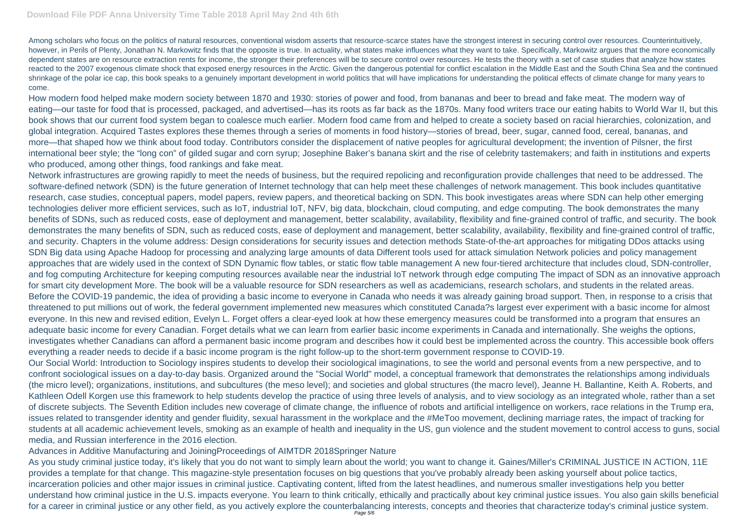Among scholars who focus on the politics of natural resources, conventional wisdom asserts that resource-scarce states have the strongest interest in securing control over resources. Counterintuitively, however, in Perils of Plenty, Jonathan N. Markowitz finds that the opposite is true. In actuality, what states make influences what they want to take. Specifically, Markowitz argues that the more economically dependent states are on resource extraction rents for income, the stronger their preferences will be to secure control over resources. He tests the theory with a set of case studies that analyze how states reacted to the 2007 exogenous climate shock that exposed energy resources in the Arctic. Given the dangerous potential for conflict escalation in the Middle East and the South China Sea and the continued shrinkage of the polar ice cap, this book speaks to a genuinely important development in world politics that will have implications for understanding the political effects of climate change for many years to come.

How modern food helped make modern society between 1870 and 1930: stories of power and food, from bananas and beer to bread and fake meat. The modern way of eating—our taste for food that is processed, packaged, and advertised—has its roots as far back as the 1870s. Many food writers trace our eating habits to World War II, but this book shows that our current food system began to coalesce much earlier. Modern food came from and helped to create a society based on racial hierarchies, colonization, and global integration. Acquired Tastes explores these themes through a series of moments in food history—stories of bread, beer, sugar, canned food, cereal, bananas, and more—that shaped how we think about food today. Contributors consider the displacement of native peoples for agricultural development; the invention of Pilsner, the first international beer style; the "long con" of gilded sugar and corn syrup; Josephine Baker's banana skirt and the rise of celebrity tastemakers; and faith in institutions and experts who produced, among other things, food rankings and fake meat.

Network infrastructures are growing rapidly to meet the needs of business, but the required repolicing and reconfiguration provide challenges that need to be addressed. The software-defined network (SDN) is the future generation of Internet technology that can help meet these challenges of network management. This book includes quantitative research, case studies, conceptual papers, model papers, review papers, and theoretical backing on SDN. This book investigates areas where SDN can help other emerging technologies deliver more efficient services, such as IoT, industrial IoT, NFV, big data, blockchain, cloud computing, and edge computing. The book demonstrates the many benefits of SDNs, such as reduced costs, ease of deployment and management, better scalability, availability, flexibility and fine-grained control of traffic, and security. The book demonstrates the many benefits of SDN, such as reduced costs, ease of deployment and management, better scalability, availability, flexibility and fine-grained control of traffic, and security. Chapters in the volume address: Design considerations for security issues and detection methods State-of-the-art approaches for mitigating DDos attacks using SDN Big data using Apache Hadoop for processing and analyzing large amounts of data Different tools used for attack simulation Network policies and policy management approaches that are widely used in the context of SDN Dynamic flow tables, or static flow table management A new four-tiered architecture that includes cloud, SDN-controller, and fog computing Architecture for keeping computing resources available near the industrial IoT network through edge computing The impact of SDN as an innovative approach for smart city development More. The book will be a valuable resource for SDN researchers as well as academicians, research scholars, and students in the related areas.

Before the COVID-19 pandemic, the idea of providing a basic income to everyone in Canada who needs it was already gaining broad support. Then, in response to a crisis that threatened to put millions out of work, the federal government implemented new measures which constituted Canada?s largest ever experiment with a basic income for almost everyone. In this new and revised edition, Evelyn L. Forget offers a clear-eyed look at how these emergency measures could be transformed into a program that ensures an adequate basic income for every Canadian. Forget details what we can learn from earlier basic income experiments in Canada and internationally. She weighs the options, investigates whether Canadians can afford a permanent basic income program and describes how it could best be implemented across the country. This accessible book offers everything a reader needs to decide if a basic income program is the right follow-up to the short-term government response to COVID-19.

Our Social World: Introduction to Sociology inspires students to develop their sociological imaginations, to see the world and personal events from a new perspective, and to confront sociological issues on a day-to-day basis. Organized around the "Social World" model, a conceptual framework that demonstrates the relationships among individuals (the micro level); organizations, institutions, and subcultures (the meso level); and societies and global structures (the macro level), Jeanne H. Ballantine, Keith A. Roberts, and Kathleen Odell Korgen use this framework to help students develop the practice of using three levels of analysis, and to view sociology as an integrated whole, rather than a set of discrete subjects. The Seventh Edition includes new coverage of climate change, the influence of robots and artificial intelligence on workers, race relations in the Trump era, issues related to transgender identity and gender fluidity, sexual harassment in the workplace and the #MeToo movement, declining marriage rates, the impact of tracking for students at all academic achievement levels, smoking as an example of health and inequality in the US, gun violence and the student movement to control access to guns, social media, and Russian interference in the 2016 election.

Advances in Additive Manufacturing and JoiningProceedings of AIMTDR 2018Springer Nature

As you study criminal justice today, it's likely that you do not want to simply learn about the world; you want to change it. Gaines/Miller's CRIMINAL JUSTICE IN ACTION, 11E provides a template for that change. This magazine-style presentation focuses on big questions that you've probably already been asking yourself about police tactics, incarceration policies and other major issues in criminal justice. Captivating content, lifted from the latest headlines, and numerous smaller investigations help you better understand how criminal justice in the U.S. impacts everyone. You learn to think critically, ethically and practically about key criminal justice issues. You also gain skills beneficial for a career in criminal justice or any other field, as you actively explore the counterbalancing interests, concepts and theories that characterize today's criminal justice system.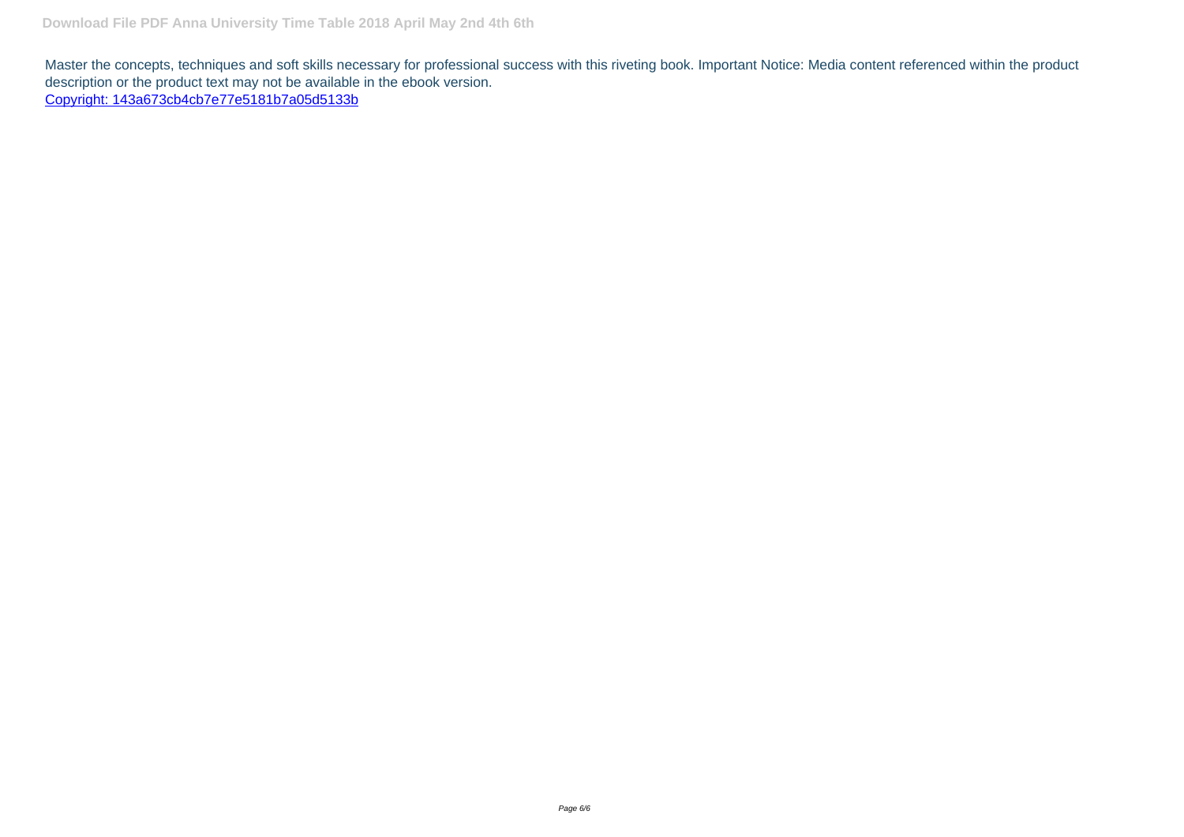Master the concepts, techniques and soft skills necessary for professional success with this riveting book. Important Notice: Media content referenced within the product description or the product text may not be available in the ebook version.

Copyright: 143a673cb4cb7e77e5181b7a05d5133b